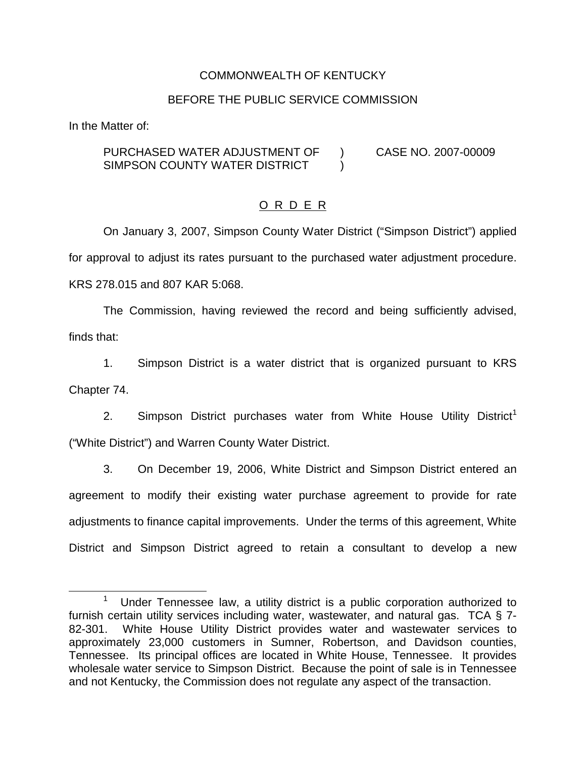COMMONWEALTH OF KENTUCKY

BEFORE THE PUBLIC SERVICE COMMISSION

In the Matter of:

PURCHASED WATER ADJUSTMENT OF SIMPSON COUNTY WATER DISTRICT ) CASE NO. 2007-00009

O R D E R

On January 3, 2007, Simpson County Water District ("Simpson District") applied for approval to adjust its rates pursuant to the purchased water adjustment procedure. KRS 278.015 and 807 KAR 5:068.

The Commission, having reviewed the record and being sufficiently advised, finds that:

1. Simpson District is a water district that is organized pursuant to KRS Chapter 74.

2. Simpson District purchases water from White House Utility District[1] ("White District") and Warren County Water District.

3. On December 19, 2006, White District and Simpson District entered an agreement to modify their existing water purchase agreement to provide for rate adjustments to finance capital improvements. Under the terms of this agreement, White District and Simpson District agreed to retain a consultant to develop a new

---

[1] Under Tennessee law, a utility district is a public corporation authorized to furnish certain utility services including water, wastewater, and natural gas. TCA § 7-82-301. White House Utility District provides water and wastewater services to approximately 23,000 customers in Sumner, Robertson, and Davidson counties, Tennessee. Its principal offices are located in White House, Tennessee. It provides wholesale water service to Simpson District. Because the point of sale is in Tennessee and not Kentucky, the Commission does not regulate any aspect of the transaction.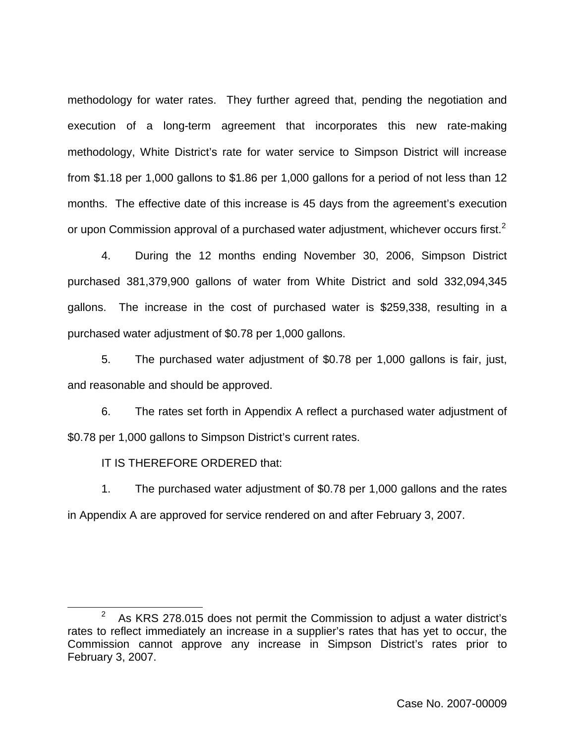methodology for water rates. They further agreed that, pending the negotiation and execution of a long-term agreement that incorporates this new rate-making methodology, White District's rate for water service to Simpson District will increase from $1.18 per 1,000 gallons to $1.86 per 1,000 gallons for a period of not less than 12 months. The effective date of this increase is 45 days from the agreement's execution or upon Commission approval of a purchased water adjustment, whichever occurs first.[2]

4. During the 12 months ending November 30, 2006, Simpson District purchased 381,379,900 gallons of water from White District and sold 332,094,345 gallons. The increase in the cost of purchased water is $259,338, resulting in a purchased water adjustment of $0.78 per 1,000 gallons.

5. The purchased water adjustment of $0.78 per 1,000 gallons is fair, just, and reasonable and should be approved.

6. The rates set forth in Appendix A reflect a purchased water adjustment of $0.78 per 1,000 gallons to Simpson District's current rates.

IT IS THEREFORE ORDERED that:

1. The purchased water adjustment of $0.78 per 1,000 gallons and the rates in Appendix A are approved for service rendered on and after February 3, 2007.

---

[2] As KRS 278.015 does not permit the Commission to adjust a water district's rates to reflect immediately an increase in a supplier's rates that has yet to occur, the Commission cannot approve any increase in Simpson District's rates prior to February 3, 2007.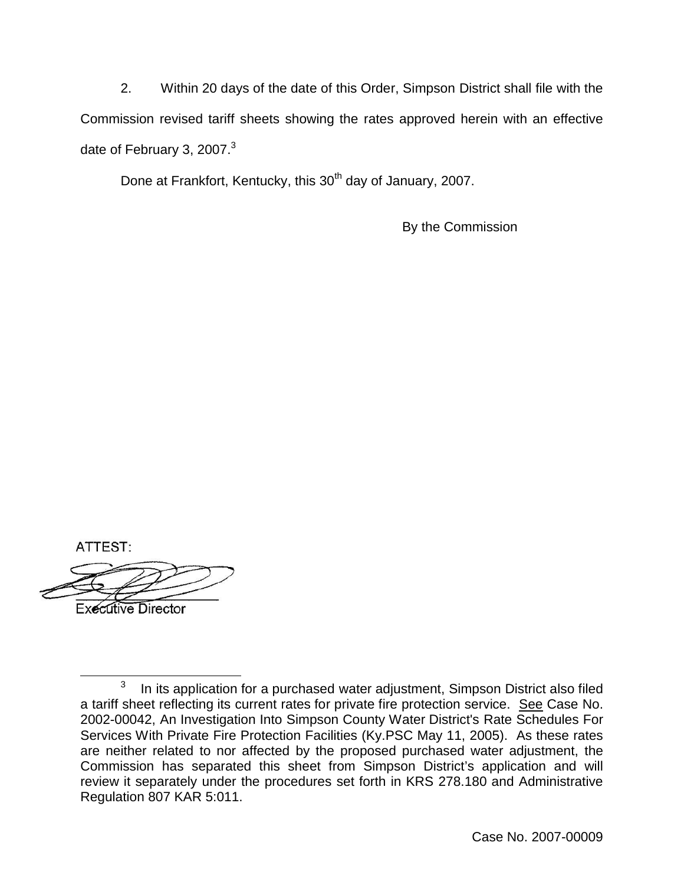2. Within 20 days of the date of this Order, Simpson District shall file with the Commission revised tariff sheets showing the rates approved herein with an effective date of February 3, 2007.[3]

Done at Frankfort, Kentucky, this 30th day of January, 2007.

By the Commission

ATTEST:

Executive Director

[3] In its application for a purchased water adjustment, Simpson District also filed a tariff sheet reflecting its current rates for private fire protection service. See Case No. 2002-00042, An Investigation Into Simpson County Water District's Rate Schedules For Services With Private Fire Protection Facilities (Ky.PSC May 11, 2005). As these rates are neither related to nor affected by the proposed purchased water adjustment, the Commission has separated this sheet from Simpson District's application and will review it separately under the procedures set forth in KRS 278.180 and Administrative Regulation 807 KAR 5:011.

Case No. 2007-00009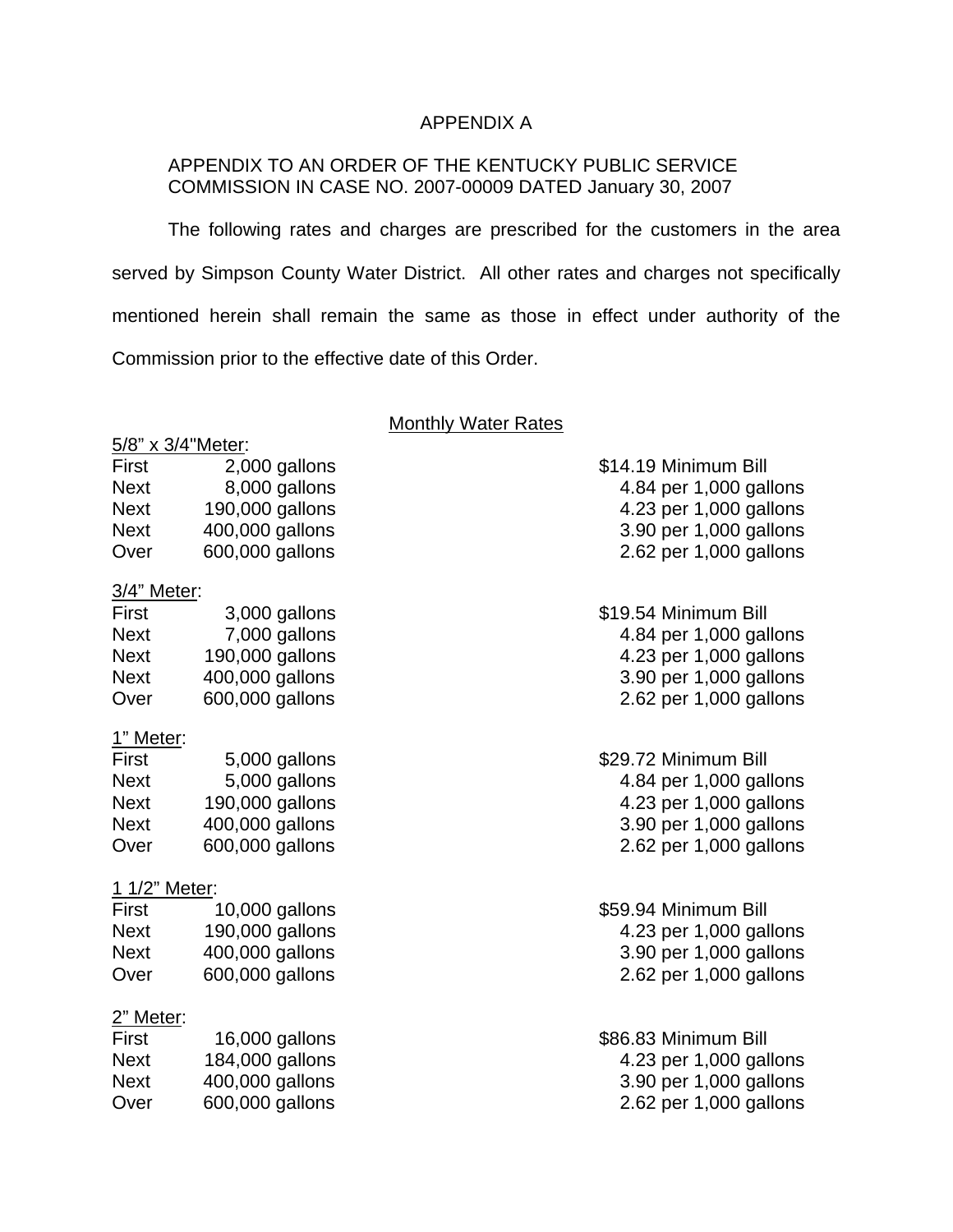# APPENDIX A

APPENDIX TO AN ORDER OF THE KENTUCKY PUBLIC SERVICE COMMISSION IN CASE NO. 2007-00009 DATED January 30, 2007

The following rates and charges are prescribed for the customers in the area served by Simpson County Water District. All other rates and charges not specifically mentioned herein shall remain the same as those in effect under authority of the Commission prior to the effective date of this Order.

## Monthly Water Rates

**5/8" x 3/4"Meter:**

| | | |
|---|---|---|
| First | 2,000 gallons | $14.19 Minimum Bill |
| Next | 8,000 gallons | 4.84 per 1,000 gallons |
| Next | 190,000 gallons | 4.23 per 1,000 gallons |
| Next | 400,000 gallons | 3.90 per 1,000 gallons |
| Over | 600,000 gallons | 2.62 per 1,000 gallons |

**3/4" Meter:**

| | | |
|---|---|---|
| First | 3,000 gallons | $19.54 Minimum Bill |
| Next | 7,000 gallons | 4.84 per 1,000 gallons |
| Next | 190,000 gallons | 4.23 per 1,000 gallons |
| Next | 400,000 gallons | 3.90 per 1,000 gallons |
| Over | 600,000 gallons | 2.62 per 1,000 gallons |

**1" Meter:**

| | | |
|---|---|---|
| First | 5,000 gallons | $29.72 Minimum Bill |
| Next | 5,000 gallons | 4.84 per 1,000 gallons |
| Next | 190,000 gallons | 4.23 per 1,000 gallons |
| Next | 400,000 gallons | 3.90 per 1,000 gallons |
| Over | 600,000 gallons | 2.62 per 1,000 gallons |

**1 1/2" Meter:**

| | | |
|---|---|---|
| First | 10,000 gallons | $59.94 Minimum Bill |
| Next | 190,000 gallons | 4.23 per 1,000 gallons |
| Next | 400,000 gallons | 3.90 per 1,000 gallons |
| Over | 600,000 gallons | 2.62 per 1,000 gallons |

**2" Meter:**

| | | |
|---|---|---|
| First | 16,000 gallons | $86.83 Minimum Bill |
| Next | 184,000 gallons | 4.23 per 1,000 gallons |
| Next | 400,000 gallons | 3.90 per 1,000 gallons |
| Over | 600,000 gallons | 2.62 per 1,000 gallons |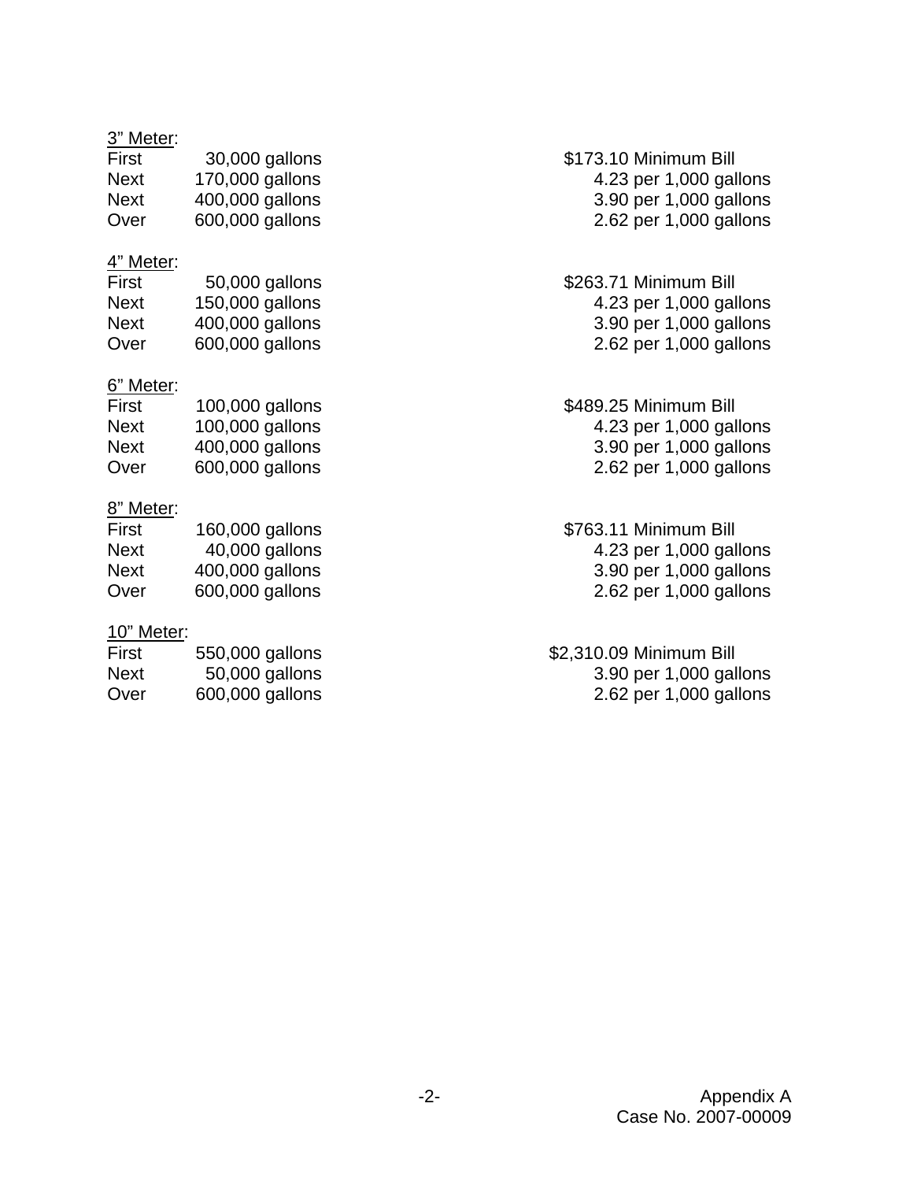3" Meter:

| | | |
|---|---|---|
| First | 30,000 gallons | $173.10 Minimum Bill |
| Next | 170,000 gallons | 4.23 per 1,000 gallons |
| Next | 400,000 gallons | 3.90 per 1,000 gallons |
| Over | 600,000 gallons | 2.62 per 1,000 gallons |

4" Meter:

| | | |
|---|---|---|
| First | 50,000 gallons | $263.71 Minimum Bill |
| Next | 150,000 gallons | 4.23 per 1,000 gallons |
| Next | 400,000 gallons | 3.90 per 1,000 gallons |
| Over | 600,000 gallons | 2.62 per 1,000 gallons |

6" Meter:

| | | |
|---|---|---|
| First | 100,000 gallons | $489.25 Minimum Bill |
| Next | 100,000 gallons | 4.23 per 1,000 gallons |
| Next | 400,000 gallons | 3.90 per 1,000 gallons |
| Over | 600,000 gallons | 2.62 per 1,000 gallons |

8" Meter:

| | | |
|---|---|---|
| First | 160,000 gallons | $763.11 Minimum Bill |
| Next | 40,000 gallons | 4.23 per 1,000 gallons |
| Next | 400,000 gallons | 3.90 per 1,000 gallons |
| Over | 600,000 gallons | 2.62 per 1,000 gallons |

10" Meter:

| | | |
|---|---|---|
| First | 550,000 gallons | $2,310.09 Minimum Bill |
| Next | 50,000 gallons | 3.90 per 1,000 gallons |
| Over | 600,000 gallons | 2.62 per 1,000 gallons |

Appendix A
Case No. 2007-00009